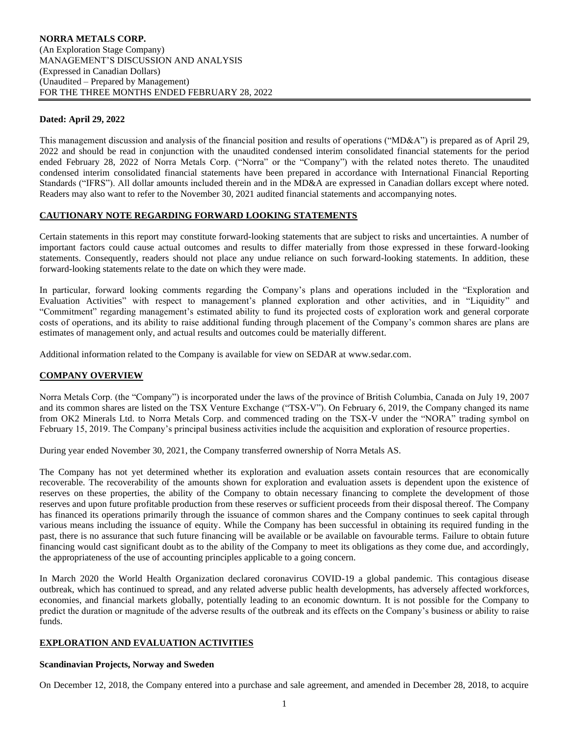**NORRA METALS CORP.**
(An Exploration Stage Company)
MANAGEMENT'S DISCUSSION AND ANALYSIS
(Expressed in Canadian Dollars)
(Unaudited – Prepared by Management)
FOR THE THREE MONTHS ENDED FEBRUARY 28, 2022

**Dated: April 29, 2022**

This management discussion and analysis of the financial position and results of operations ("MD&A") is prepared as of April 29, 2022 and should be read in conjunction with the unaudited condensed interim consolidated financial statements for the period ended February 28, 2022 of Norra Metals Corp. ("Norra" or the "Company") with the related notes thereto. The unaudited condensed interim consolidated financial statements have been prepared in accordance with International Financial Reporting Standards ("IFRS"). All dollar amounts included therein and in the MD&A are expressed in Canadian dollars except where noted. Readers may also want to refer to the November 30, 2021 audited financial statements and accompanying notes.

## CAUTIONARY NOTE REGARDING FORWARD LOOKING STATEMENTS

Certain statements in this report may constitute forward-looking statements that are subject to risks and uncertainties. A number of important factors could cause actual outcomes and results to differ materially from those expressed in these forward-looking statements. Consequently, readers should not place any undue reliance on such forward-looking statements. In addition, these forward-looking statements relate to the date on which they were made.

In particular, forward looking comments regarding the Company's plans and operations included in the "Exploration and Evaluation Activities" with respect to management's planned exploration and other activities, and in "Liquidity" and "Commitment" regarding management's estimated ability to fund its projected costs of exploration work and general corporate costs of operations, and its ability to raise additional funding through placement of the Company's common shares are plans are estimates of management only, and actual results and outcomes could be materially different.

Additional information related to the Company is available for view on SEDAR at www.sedar.com.

## COMPANY OVERVIEW

Norra Metals Corp. (the "Company") is incorporated under the laws of the province of British Columbia, Canada on July 19, 2007 and its common shares are listed on the TSX Venture Exchange ("TSX-V"). On February 6, 2019, the Company changed its name from OK2 Minerals Ltd. to Norra Metals Corp. and commenced trading on the TSX-V under the "NORA" trading symbol on February 15, 2019. The Company's principal business activities include the acquisition and exploration of resource properties.

During year ended November 30, 2021, the Company transferred ownership of Norra Metals AS.

The Company has not yet determined whether its exploration and evaluation assets contain resources that are economically recoverable. The recoverability of the amounts shown for exploration and evaluation assets is dependent upon the existence of reserves on these properties, the ability of the Company to obtain necessary financing to complete the development of those reserves and upon future profitable production from these reserves or sufficient proceeds from their disposal thereof. The Company has financed its operations primarily through the issuance of common shares and the Company continues to seek capital through various means including the issuance of equity. While the Company has been successful in obtaining its required funding in the past, there is no assurance that such future financing will be available or be available on favourable terms. Failure to obtain future financing would cast significant doubt as to the ability of the Company to meet its obligations as they come due, and accordingly, the appropriateness of the use of accounting principles applicable to a going concern.

In March 2020 the World Health Organization declared coronavirus COVID-19 a global pandemic. This contagious disease outbreak, which has continued to spread, and any related adverse public health developments, has adversely affected workforces, economies, and financial markets globally, potentially leading to an economic downturn. It is not possible for the Company to predict the duration or magnitude of the adverse results of the outbreak and its effects on the Company's business or ability to raise funds.

## EXPLORATION AND EVALUATION ACTIVITIES

### Scandinavian Projects, Norway and Sweden

On December 12, 2018, the Company entered into a purchase and sale agreement, and amended in December 28, 2018, to acquire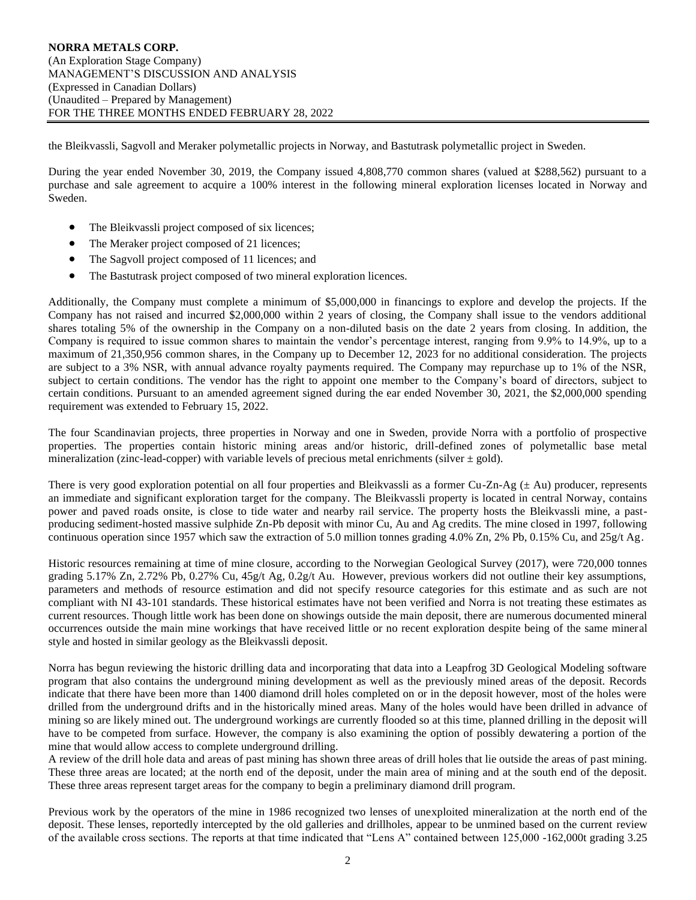the Bleikvassli, Sagvoll and Meraker polymetallic projects in Norway, and Bastutrask polymetallic project in Sweden.

During the year ended November 30, 2019, the Company issued 4,808,770 common shares (valued at $288,562) pursuant to a purchase and sale agreement to acquire a 100% interest in the following mineral exploration licenses located in Norway and Sweden.

- The Bleikvassli project composed of six licences;
- The Meraker project composed of 21 licences;
- The Sagvoll project composed of 11 licences; and
- The Bastutrask project composed of two mineral exploration licences.

Additionally, the Company must complete a minimum of $5,000,000 in financings to explore and develop the projects. If the Company has not raised and incurred $2,000,000 within 2 years of closing, the Company shall issue to the vendors additional shares totaling 5% of the ownership in the Company on a non-diluted basis on the date 2 years from closing. In addition, the Company is required to issue common shares to maintain the vendor's percentage interest, ranging from 9.9% to 14.9%, up to a maximum of 21,350,956 common shares, in the Company up to December 12, 2023 for no additional consideration. The projects are subject to a 3% NSR, with annual advance royalty payments required. The Company may repurchase up to 1% of the NSR, subject to certain conditions. The vendor has the right to appoint one member to the Company's board of directors, subject to certain conditions. Pursuant to an amended agreement signed during the ear ended November 30, 2021, the $2,000,000 spending requirement was extended to February 15, 2022.

The four Scandinavian projects, three properties in Norway and one in Sweden, provide Norra with a portfolio of prospective properties. The properties contain historic mining areas and/or historic, drill-defined zones of polymetallic base metal mineralization (zinc-lead-copper) with variable levels of precious metal enrichments (silver ± gold).

There is very good exploration potential on all four properties and Bleikvassli as a former Cu-Zn-Ag (± Au) producer, represents an immediate and significant exploration target for the company. The Bleikvassli property is located in central Norway, contains power and paved roads onsite, is close to tide water and nearby rail service. The property hosts the Bleikvassli mine, a past-producing sediment-hosted massive sulphide Zn-Pb deposit with minor Cu, Au and Ag credits. The mine closed in 1997, following continuous operation since 1957 which saw the extraction of 5.0 million tonnes grading 4.0% Zn, 2% Pb, 0.15% Cu, and 25g/t Ag.

Historic resources remaining at time of mine closure, according to the Norwegian Geological Survey (2017), were 720,000 tonnes grading 5.17% Zn, 2.72% Pb, 0.27% Cu, 45g/t Ag, 0.2g/t Au. However, previous workers did not outline their key assumptions, parameters and methods of resource estimation and did not specify resource categories for this estimate and as such are not compliant with NI 43-101 standards. These historical estimates have not been verified and Norra is not treating these estimates as current resources. Though little work has been done on showings outside the main deposit, there are numerous documented mineral occurrences outside the main mine workings that have received little or no recent exploration despite being of the same mineral style and hosted in similar geology as the Bleikvassli deposit.

Norra has begun reviewing the historic drilling data and incorporating that data into a Leapfrog 3D Geological Modeling software program that also contains the underground mining development as well as the previously mined areas of the deposit. Records indicate that there have been more than 1400 diamond drill holes completed on or in the deposit however, most of the holes were drilled from the underground drifts and in the historically mined areas. Many of the holes would have been drilled in advance of mining so are likely mined out. The underground workings are currently flooded so at this time, planned drilling in the deposit will have to be competed from surface. However, the company is also examining the option of possibly dewatering a portion of the mine that would allow access to complete underground drilling.

A review of the drill hole data and areas of past mining has shown three areas of drill holes that lie outside the areas of past mining. These three areas are located; at the north end of the deposit, under the main area of mining and at the south end of the deposit. These three areas represent target areas for the company to begin a preliminary diamond drill program.

Previous work by the operators of the mine in 1986 recognized two lenses of unexploited mineralization at the north end of the deposit. These lenses, reportedly intercepted by the old galleries and drillholes, appear to be unmined based on the current review of the available cross sections. The reports at that time indicated that "Lens A" contained between 125,000 -162,000t grading 3.25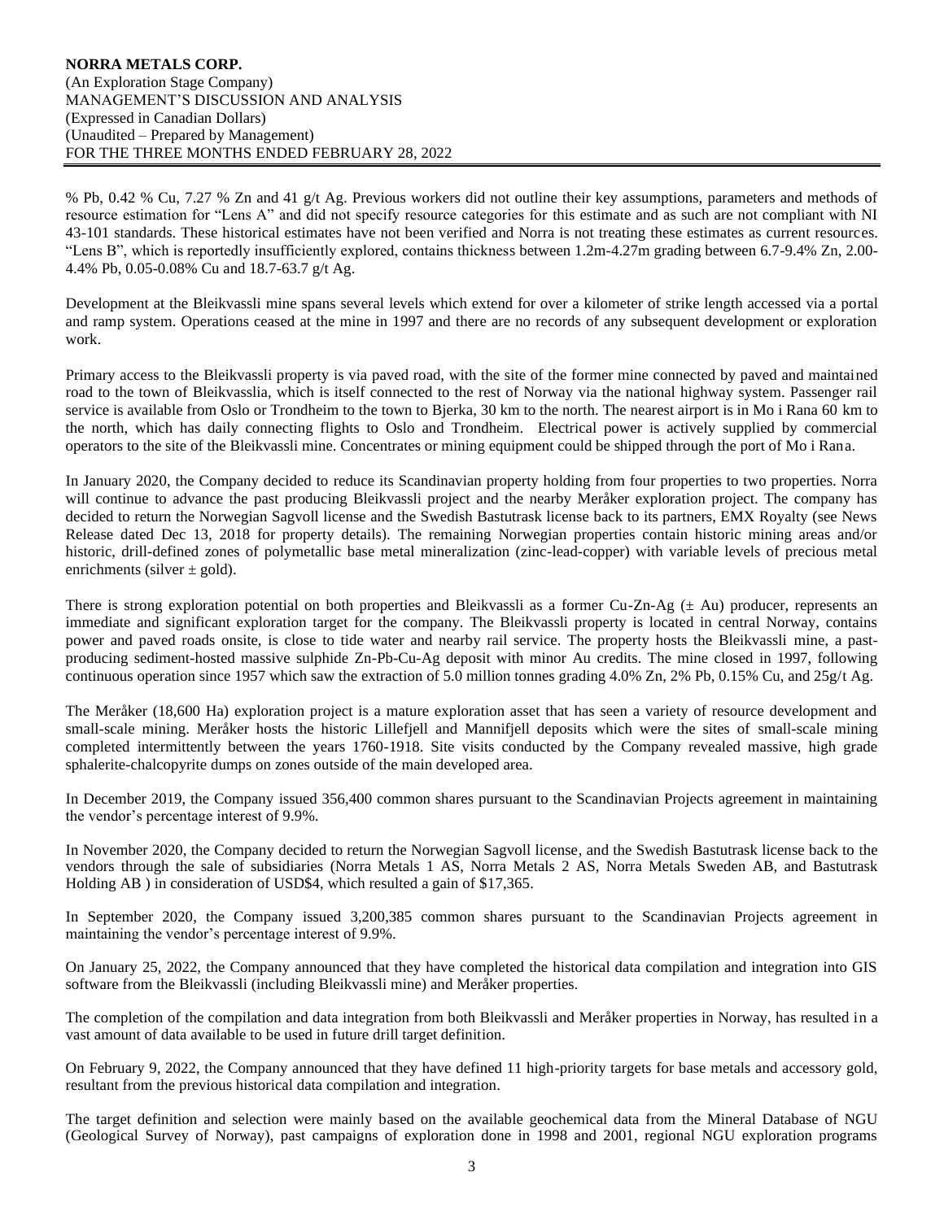% Pb, 0.42 % Cu, 7.27 % Zn and 41 g/t Ag. Previous workers did not outline their key assumptions, parameters and methods of resource estimation for "Lens A" and did not specify resource categories for this estimate and as such are not compliant with NI 43-101 standards. These historical estimates have not been verified and Norra is not treating these estimates as current resources. "Lens B", which is reportedly insufficiently explored, contains thickness between 1.2m-4.27m grading between 6.7-9.4% Zn, 2.00-4.4% Pb, 0.05-0.08% Cu and 18.7-63.7 g/t Ag.

Development at the Bleikvassli mine spans several levels which extend for over a kilometer of strike length accessed via a portal and ramp system. Operations ceased at the mine in 1997 and there are no records of any subsequent development or exploration work.

Primary access to the Bleikvassli property is via paved road, with the site of the former mine connected by paved and maintained road to the town of Bleikvasslia, which is itself connected to the rest of Norway via the national highway system. Passenger rail service is available from Oslo or Trondheim to the town to Bjerka, 30 km to the north. The nearest airport is in Mo i Rana 60 km to the north, which has daily connecting flights to Oslo and Trondheim. Electrical power is actively supplied by commercial operators to the site of the Bleikvassli mine. Concentrates or mining equipment could be shipped through the port of Mo i Rana.

In January 2020, the Company decided to reduce its Scandinavian property holding from four properties to two properties. Norra will continue to advance the past producing Bleikvassli project and the nearby Meråker exploration project. The company has decided to return the Norwegian Sagvoll license and the Swedish Bastutrask license back to its partners, EMX Royalty (see News Release dated Dec 13, 2018 for property details). The remaining Norwegian properties contain historic mining areas and/or historic, drill-defined zones of polymetallic base metal mineralization (zinc-lead-copper) with variable levels of precious metal enrichments (silver ± gold).

There is strong exploration potential on both properties and Bleikvassli as a former Cu-Zn-Ag (± Au) producer, represents an immediate and significant exploration target for the company. The Bleikvassli property is located in central Norway, contains power and paved roads onsite, is close to tide water and nearby rail service. The property hosts the Bleikvassli mine, a past-producing sediment-hosted massive sulphide Zn-Pb-Cu-Ag deposit with minor Au credits. The mine closed in 1997, following continuous operation since 1957 which saw the extraction of 5.0 million tonnes grading 4.0% Zn, 2% Pb, 0.15% Cu, and 25g/t Ag.

The Meråker (18,600 Ha) exploration project is a mature exploration asset that has seen a variety of resource development and small-scale mining. Meråker hosts the historic Lillefjell and Mannifjell deposits which were the sites of small-scale mining completed intermittently between the years 1760-1918. Site visits conducted by the Company revealed massive, high grade sphalerite-chalcopyrite dumps on zones outside of the main developed area.

In December 2019, the Company issued 356,400 common shares pursuant to the Scandinavian Projects agreement in maintaining the vendor's percentage interest of 9.9%.

In November 2020, the Company decided to return the Norwegian Sagvoll license, and the Swedish Bastutrask license back to the vendors through the sale of subsidiaries (Norra Metals 1 AS, Norra Metals 2 AS, Norra Metals Sweden AB, and Bastutrask Holding AB ) in consideration of USD$4, which resulted a gain of $17,365.

In September 2020, the Company issued 3,200,385 common shares pursuant to the Scandinavian Projects agreement in maintaining the vendor's percentage interest of 9.9%.

On January 25, 2022, the Company announced that they have completed the historical data compilation and integration into GIS software from the Bleikvassli (including Bleikvassli mine) and Meråker properties.

The completion of the compilation and data integration from both Bleikvassli and Meråker properties in Norway, has resulted in a vast amount of data available to be used in future drill target definition.

On February 9, 2022, the Company announced that they have defined 11 high-priority targets for base metals and accessory gold, resultant from the previous historical data compilation and integration.

The target definition and selection were mainly based on the available geochemical data from the Mineral Database of NGU (Geological Survey of Norway), past campaigns of exploration done in 1998 and 2001, regional NGU exploration programs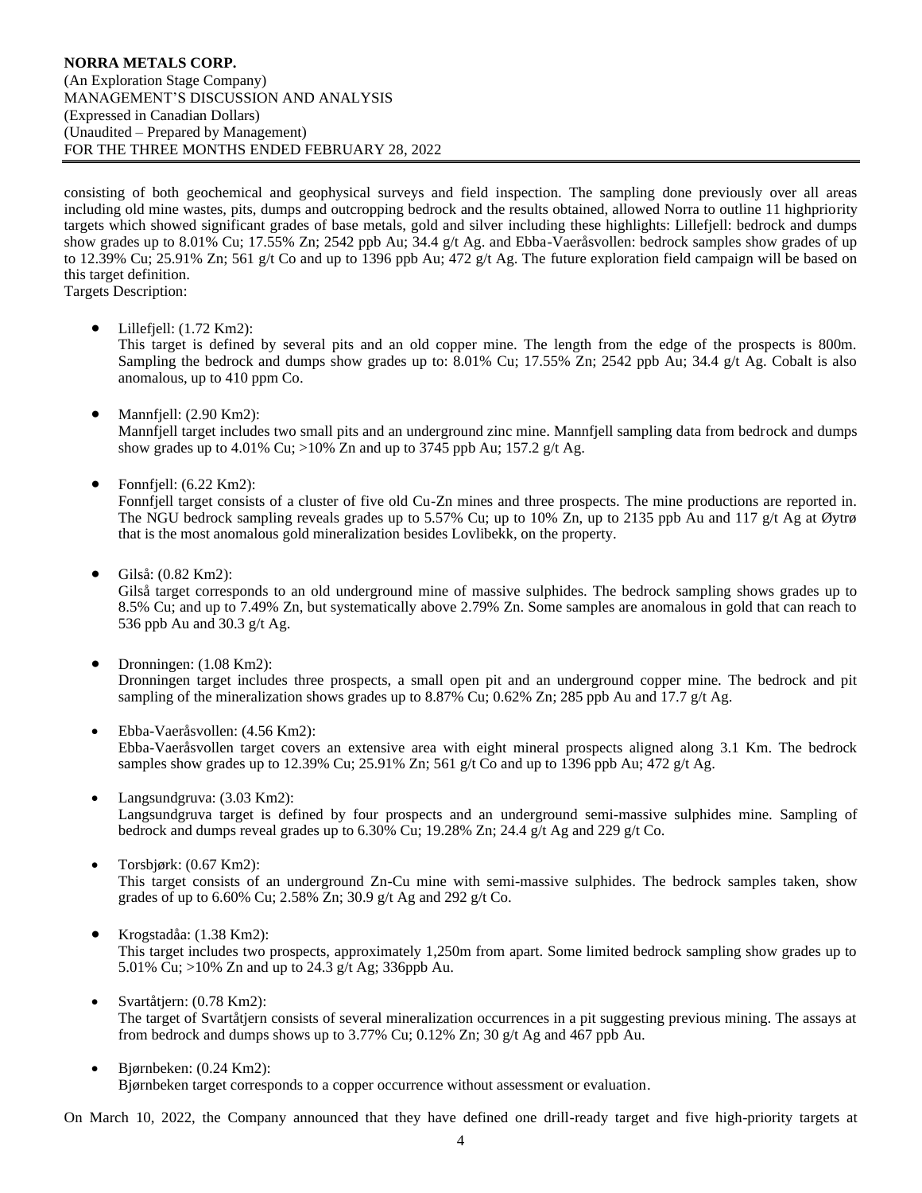consisting of both geochemical and geophysical surveys and field inspection. The sampling done previously over all areas including old mine wastes, pits, dumps and outcropping bedrock and the results obtained, allowed Norra to outline 11 highpriority targets which showed significant grades of base metals, gold and silver including these highlights: Lillefjell: bedrock and dumps show grades up to 8.01% Cu; 17.55% Zn; 2542 ppb Au; 34.4 g/t Ag. and Ebba-Vaeråsvollen: bedrock samples show grades of up to 12.39% Cu; 25.91% Zn; 561 g/t Co and up to 1396 ppb Au; 472 g/t Ag. The future exploration field campaign will be based on this target definition.

Targets Description:

- Lillefjell: (1.72 Km2):
  This target is defined by several pits and an old copper mine. The length from the edge of the prospects is 800m. Sampling the bedrock and dumps show grades up to: 8.01% Cu; 17.55% Zn; 2542 ppb Au; 34.4 g/t Ag. Cobalt is also anomalous, up to 410 ppm Co.

- Mannfjell: (2.90 Km2):
  Mannfjell target includes two small pits and an underground zinc mine. Mannfjell sampling data from bedrock and dumps show grades up to 4.01% Cu; >10% Zn and up to 3745 ppb Au; 157.2 g/t Ag.

- Fonnfjell: (6.22 Km2):
  Fonnfjell target consists of a cluster of five old Cu-Zn mines and three prospects. The mine productions are reported in. The NGU bedrock sampling reveals grades up to 5.57% Cu; up to 10% Zn, up to 2135 ppb Au and 117 g/t Ag at Øytrø that is the most anomalous gold mineralization besides Lovlibekk, on the property.

- Gilså: (0.82 Km2):
  Gilså target corresponds to an old underground mine of massive sulphides. The bedrock sampling shows grades up to 8.5% Cu; and up to 7.49% Zn, but systematically above 2.79% Zn. Some samples are anomalous in gold that can reach to 536 ppb Au and 30.3 g/t Ag.

- Dronningen: (1.08 Km2):
  Dronningen target includes three prospects, a small open pit and an underground copper mine. The bedrock and pit sampling of the mineralization shows grades up to 8.87% Cu; 0.62% Zn; 285 ppb Au and 17.7 g/t Ag.

- Ebba-Vaeråsvollen: (4.56 Km2):
  Ebba-Vaeråsvollen target covers an extensive area with eight mineral prospects aligned along 3.1 Km. The bedrock samples show grades up to 12.39% Cu; 25.91% Zn; 561 g/t Co and up to 1396 ppb Au; 472 g/t Ag.

- Langsundgruva: (3.03 Km2):
  Langsundgruva target is defined by four prospects and an underground semi-massive sulphides mine. Sampling of bedrock and dumps reveal grades up to 6.30% Cu; 19.28% Zn; 24.4 g/t Ag and 229 g/t Co.

- Torsbjørk: (0.67 Km2):
  This target consists of an underground Zn-Cu mine with semi-massive sulphides. The bedrock samples taken, show grades of up to 6.60% Cu; 2.58% Zn; 30.9 g/t Ag and 292 g/t Co.

- Krogstadåa: (1.38 Km2):
  This target includes two prospects, approximately 1,250m from apart. Some limited bedrock sampling show grades up to 5.01% Cu; >10% Zn and up to 24.3 g/t Ag; 336ppb Au.

- Svartåtjern: (0.78 Km2):
  The target of Svartåtjern consists of several mineralization occurrences in a pit suggesting previous mining. The assays at from bedrock and dumps shows up to 3.77% Cu; 0.12% Zn; 30 g/t Ag and 467 ppb Au.

- Bjørnbeken: (0.24 Km2):
  Bjørnbeken target corresponds to a copper occurrence without assessment or evaluation.

On March 10, 2022, the Company announced that they have defined one drill-ready target and five high-priority targets at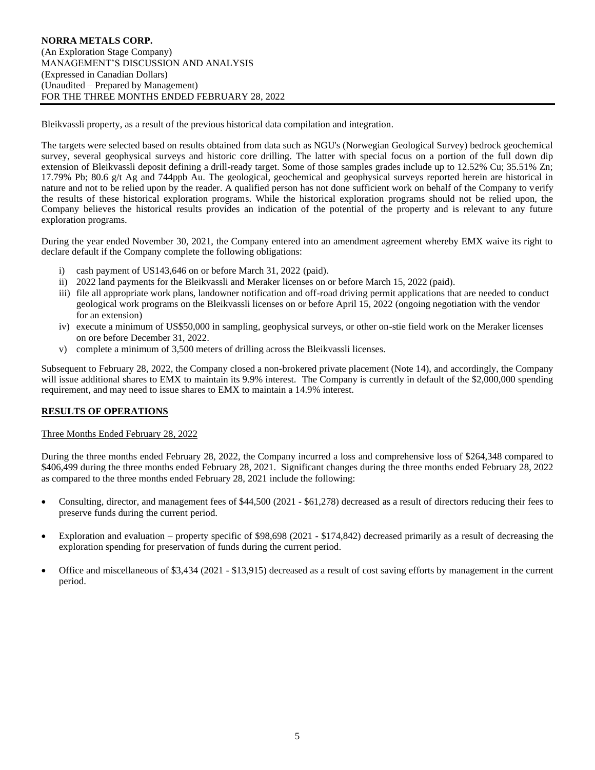Bleikvassli property, as a result of the previous historical data compilation and integration.

The targets were selected based on results obtained from data such as NGU's (Norwegian Geological Survey) bedrock geochemical survey, several geophysical surveys and historic core drilling. The latter with special focus on a portion of the full down dip extension of Bleikvassli deposit defining a drill-ready target. Some of those samples grades include up to 12.52% Cu; 35.51% Zn; 17.79% Pb; 80.6 g/t Ag and 744ppb Au. The geological, geochemical and geophysical surveys reported herein are historical in nature and not to be relied upon by the reader. A qualified person has not done sufficient work on behalf of the Company to verify the results of these historical exploration programs. While the historical exploration programs should not be relied upon, the Company believes the historical results provides an indication of the potential of the property and is relevant to any future exploration programs.

During the year ended November 30, 2021, the Company entered into an amendment agreement whereby EMX waive its right to declare default if the Company complete the following obligations:

i) cash payment of US143,646 on or before March 31, 2022 (paid).
ii) 2022 land payments for the Bleikvassli and Meraker licenses on or before March 15, 2022 (paid).
iii) file all appropriate work plans, landowner notification and off-road driving permit applications that are needed to conduct geological work programs on the Bleikvassli licenses on or before April 15, 2022 (ongoing negotiation with the vendor for an extension)
iv) execute a minimum of US$50,000 in sampling, geophysical surveys, or other on-stie field work on the Meraker licenses on ore before December 31, 2022.
v) complete a minimum of 3,500 meters of drilling across the Bleikvassli licenses.

Subsequent to February 28, 2022, the Company closed a non-brokered private placement (Note 14), and accordingly, the Company will issue additional shares to EMX to maintain its 9.9% interest. The Company is currently in default of the $2,000,000 spending requirement, and may need to issue shares to EMX to maintain a 14.9% interest.

## RESULTS OF OPERATIONS

### Three Months Ended February 28, 2022

During the three months ended February 28, 2022, the Company incurred a loss and comprehensive loss of $264,348 compared to $406,499 during the three months ended February 28, 2021. Significant changes during the three months ended February 28, 2022 as compared to the three months ended February 28, 2021 include the following:

- Consulting, director, and management fees of $44,500 (2021 - $61,278) decreased as a result of directors reducing their fees to preserve funds during the current period.
- Exploration and evaluation – property specific of $98,698 (2021 - $174,842) decreased primarily as a result of decreasing the exploration spending for preservation of funds during the current period.
- Office and miscellaneous of $3,434 (2021 - $13,915) decreased as a result of cost saving efforts by management in the current period.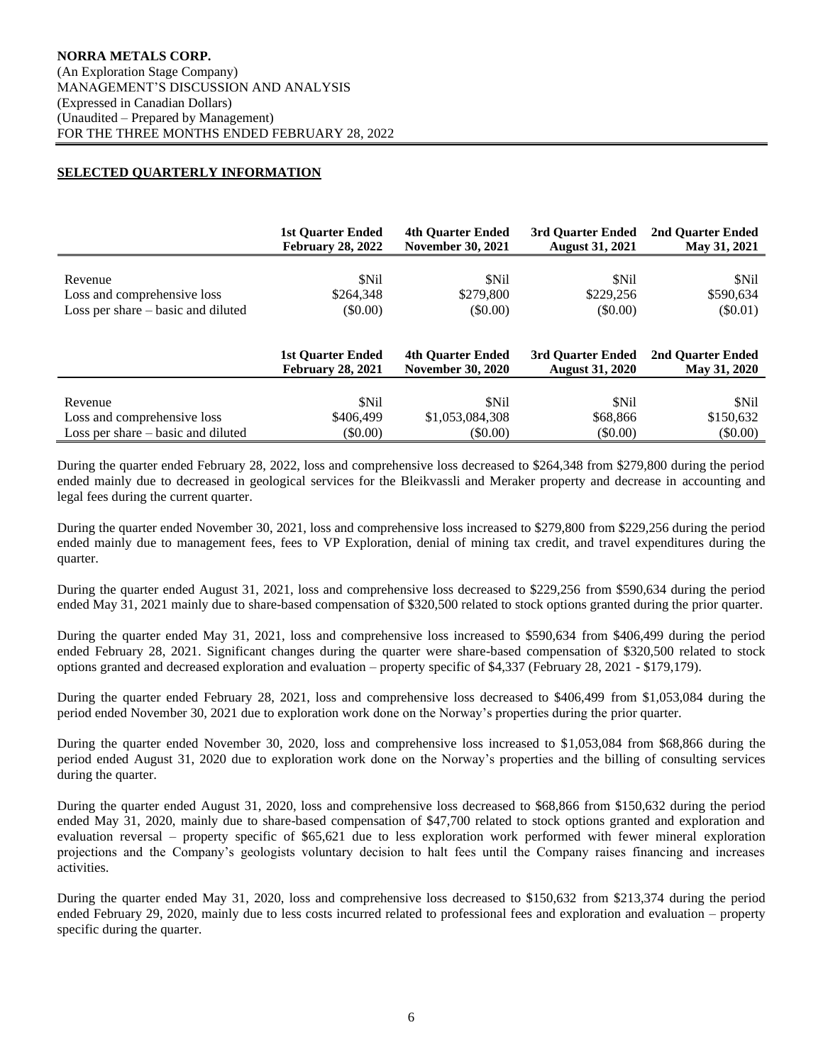**NORRA METALS CORP.**
(An Exploration Stage Company)
MANAGEMENT'S DISCUSSION AND ANALYSIS
(Expressed in Canadian Dollars)
(Unaudited – Prepared by Management)
FOR THE THREE MONTHS ENDED FEBRUARY 28, 2022

## SELECTED QUARTERLY INFORMATION

| | 1st Quarter Ended February 28, 2022 | 4th Quarter Ended November 30, 2021 | 3rd Quarter Ended August 31, 2021 | 2nd Quarter Ended May 31, 2021 |
|---|---|---|---|---|
| Revenue | $Nil | $Nil | $Nil | $Nil |
| Loss and comprehensive loss | $264,348 | $279,800 | $229,256 | $590,634 |
| Loss per share – basic and diluted | ($0.00) | ($0.00) | ($0.00) | ($0.01) |

| | 1st Quarter Ended February 28, 2021 | 4th Quarter Ended November 30, 2020 | 3rd Quarter Ended August 31, 2020 | 2nd Quarter Ended May 31, 2020 |
|---|---|---|---|---|
| Revenue | $Nil | $Nil | $Nil | $Nil |
| Loss and comprehensive loss | $406,499 | $1,053,084,308 | $68,866 | $150,632 |
| Loss per share – basic and diluted | ($0.00) | ($0.00) | ($0.00) | ($0.00) |

During the quarter ended February 28, 2022, loss and comprehensive loss decreased to $264,348 from $279,800 during the period ended mainly due to decreased in geological services for the Bleikvassli and Meraker property and decrease in accounting and legal fees during the current quarter.

During the quarter ended November 30, 2021, loss and comprehensive loss increased to $279,800 from $229,256 during the period ended mainly due to management fees, fees to VP Exploration, denial of mining tax credit, and travel expenditures during the quarter.

During the quarter ended August 31, 2021, loss and comprehensive loss decreased to $229,256 from $590,634 during the period ended May 31, 2021 mainly due to share-based compensation of $320,500 related to stock options granted during the prior quarter.

During the quarter ended May 31, 2021, loss and comprehensive loss increased to $590,634 from $406,499 during the period ended February 28, 2021. Significant changes during the quarter were share-based compensation of $320,500 related to stock options granted and decreased exploration and evaluation – property specific of $4,337 (February 28, 2021 - $179,179).

During the quarter ended February 28, 2021, loss and comprehensive loss decreased to $406,499 from $1,053,084 during the period ended November 30, 2021 due to exploration work done on the Norway's properties during the prior quarter.

During the quarter ended November 30, 2020, loss and comprehensive loss increased to $1,053,084 from $68,866 during the period ended August 31, 2020 due to exploration work done on the Norway's properties and the billing of consulting services during the quarter.

During the quarter ended August 31, 2020, loss and comprehensive loss decreased to $68,866 from $150,632 during the period ended May 31, 2020, mainly due to share-based compensation of $47,700 related to stock options granted and exploration and evaluation reversal – property specific of $65,621 due to less exploration work performed with fewer mineral exploration projections and the Company's geologists voluntary decision to halt fees until the Company raises financing and increases activities.

During the quarter ended May 31, 2020, loss and comprehensive loss decreased to $150,632 from $213,374 during the period ended February 29, 2020, mainly due to less costs incurred related to professional fees and exploration and evaluation – property specific during the quarter.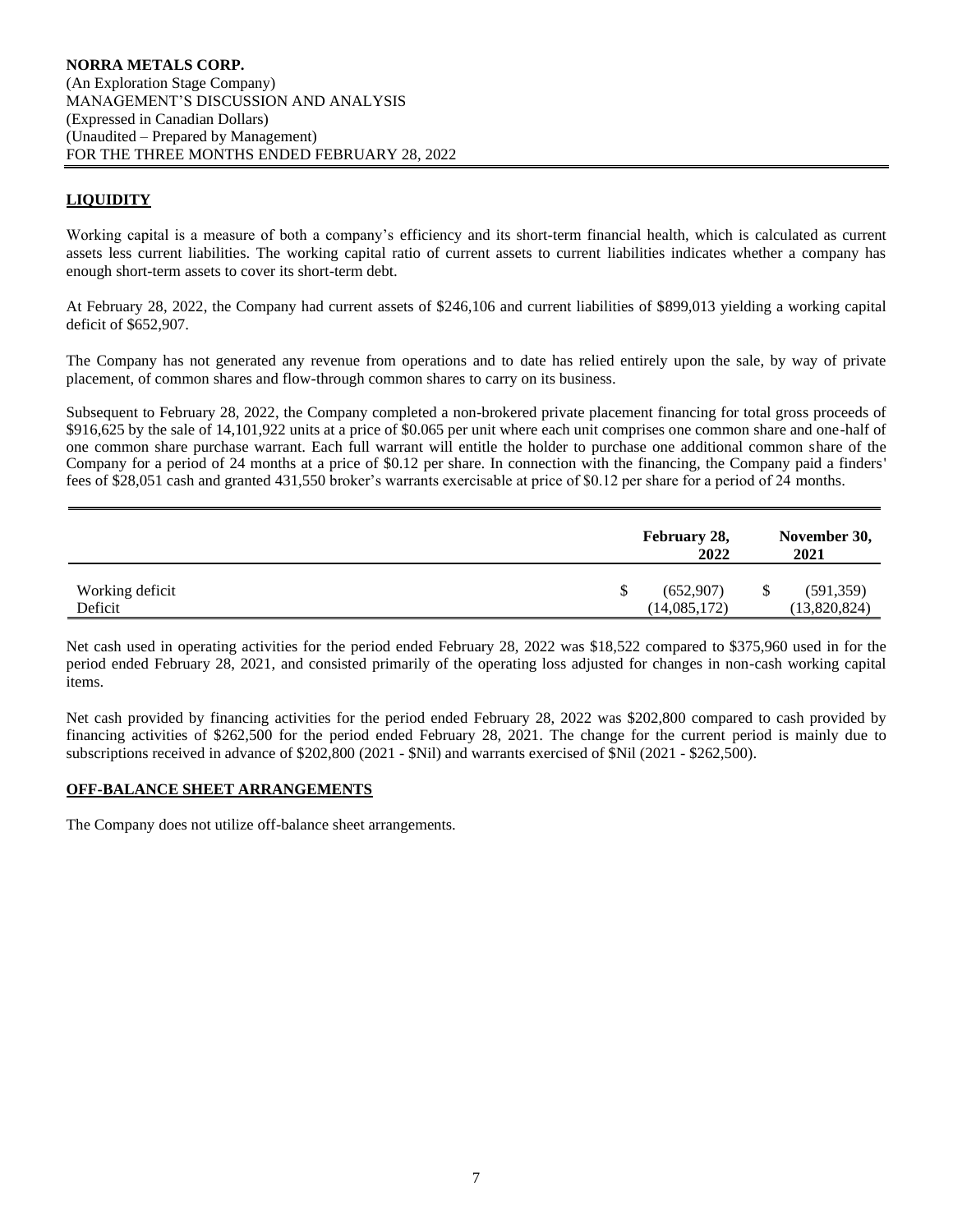## LIQUIDITY

Working capital is a measure of both a company's efficiency and its short-term financial health, which is calculated as current assets less current liabilities. The working capital ratio of current assets to current liabilities indicates whether a company has enough short-term assets to cover its short-term debt.

At February 28, 2022, the Company had current assets of $246,106 and current liabilities of $899,013 yielding a working capital deficit of $652,907.

The Company has not generated any revenue from operations and to date has relied entirely upon the sale, by way of private placement, of common shares and flow-through common shares to carry on its business.

Subsequent to February 28, 2022, the Company completed a non-brokered private placement financing for total gross proceeds of $916,625 by the sale of 14,101,922 units at a price of $0.065 per unit where each unit comprises one common share and one-half of one common share purchase warrant. Each full warrant will entitle the holder to purchase one additional common share of the Company for a period of 24 months at a price of $0.12 per share. In connection with the financing, the Company paid a finders' fees of $28,051 cash and granted 431,550 broker's warrants exercisable at price of $0.12 per share for a period of 24 months.

| | February 28, 2022 | November 30, 2021 |
|---|---|---|
| Working deficit | $ (652,907) | $ (591,359) |
| Deficit | (14,085,172) | (13,820,824) |

Net cash used in operating activities for the period ended February 28, 2022 was $18,522 compared to $375,960 used in for the period ended February 28, 2021, and consisted primarily of the operating loss adjusted for changes in non-cash working capital items.

Net cash provided by financing activities for the period ended February 28, 2022 was $202,800 compared to cash provided by financing activities of $262,500 for the period ended February 28, 2021. The change for the current period is mainly due to subscriptions received in advance of $202,800 (2021 - $Nil) and warrants exercised of $Nil (2021 - $262,500).

## OFF-BALANCE SHEET ARRANGEMENTS

The Company does not utilize off-balance sheet arrangements.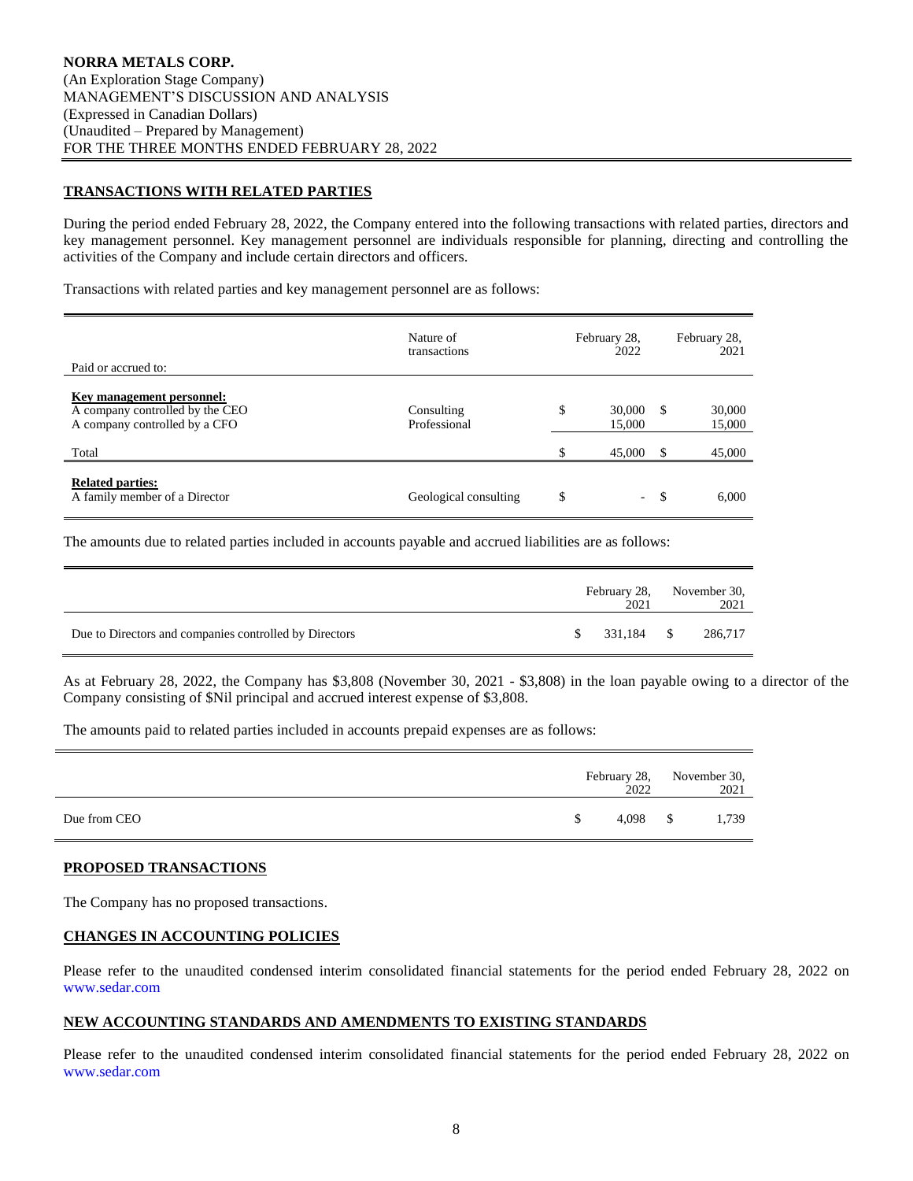**NORRA METALS CORP.**
(An Exploration Stage Company)
MANAGEMENT'S DISCUSSION AND ANALYSIS
(Expressed in Canadian Dollars)
(Unaudited – Prepared by Management)
FOR THE THREE MONTHS ENDED FEBRUARY 28, 2022

## TRANSACTIONS WITH RELATED PARTIES

During the period ended February 28, 2022, the Company entered into the following transactions with related parties, directors and key management personnel. Key management personnel are individuals responsible for planning, directing and controlling the activities of the Company and include certain directors and officers.

Transactions with related parties and key management personnel are as follows:

| Paid or accrued to: | Nature of transactions | February 28, 2022 | February 28, 2021 |
|---|---|---|---|
| **Key management personnel:** | | | |
| A company controlled by the CEO | Consulting | $ 30,000 | $ 30,000 |
| A company controlled by a CFO | Professional | 15,000 | 15,000 |
| Total | | $ 45,000 | $ 45,000 |
| **Related parties:** | | | |
| A family member of a Director | Geological consulting | $ - | $ 6,000 |

The amounts due to related parties included in accounts payable and accrued liabilities are as follows:

| | February 28, 2021 | November 30, 2021 |
|---|---|---|
| Due to Directors and companies controlled by Directors | $ 331,184 | $ 286,717 |

As at February 28, 2022, the Company has $3,808 (November 30, 2021 - $3,808) in the loan payable owing to a director of the Company consisting of $Nil principal and accrued interest expense of $3,808.

The amounts paid to related parties included in accounts prepaid expenses are as follows:

| | February 28, 2022 | November 30, 2021 |
|---|---|---|
| Due from CEO | $ 4,098 | $ 1,739 |

## PROPOSED TRANSACTIONS

The Company has no proposed transactions.

## CHANGES IN ACCOUNTING POLICIES

Please refer to the unaudited condensed interim consolidated financial statements for the period ended February 28, 2022 on www.sedar.com

## NEW ACCOUNTING STANDARDS AND AMENDMENTS TO EXISTING STANDARDS

Please refer to the unaudited condensed interim consolidated financial statements for the period ended February 28, 2022 on www.sedar.com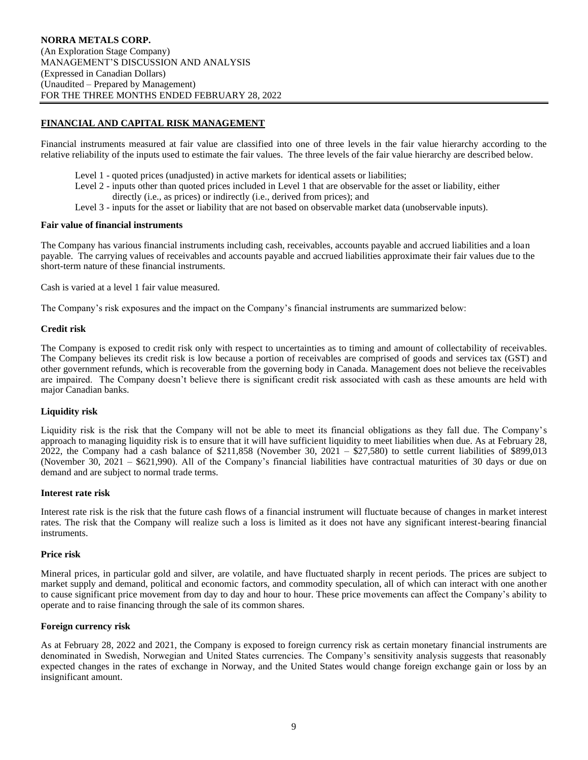## FINANCIAL AND CAPITAL RISK MANAGEMENT

Financial instruments measured at fair value are classified into one of three levels in the fair value hierarchy according to the relative reliability of the inputs used to estimate the fair values. The three levels of the fair value hierarchy are described below.

- Level 1 - quoted prices (unadjusted) in active markets for identical assets or liabilities;
- Level 2 - inputs other than quoted prices included in Level 1 that are observable for the asset or liability, either directly (i.e., as prices) or indirectly (i.e., derived from prices); and
- Level 3 - inputs for the asset or liability that are not based on observable market data (unobservable inputs).

### Fair value of financial instruments

The Company has various financial instruments including cash, receivables, accounts payable and accrued liabilities and a loan payable. The carrying values of receivables and accounts payable and accrued liabilities approximate their fair values due to the short-term nature of these financial instruments.

Cash is varied at a level 1 fair value measured.

The Company's risk exposures and the impact on the Company's financial instruments are summarized below:

### Credit risk

The Company is exposed to credit risk only with respect to uncertainties as to timing and amount of collectability of receivables. The Company believes its credit risk is low because a portion of receivables are comprised of goods and services tax (GST) and other government refunds, which is recoverable from the governing body in Canada. Management does not believe the receivables are impaired. The Company doesn't believe there is significant credit risk associated with cash as these amounts are held with major Canadian banks.

### Liquidity risk

Liquidity risk is the risk that the Company will not be able to meet its financial obligations as they fall due. The Company's approach to managing liquidity risk is to ensure that it will have sufficient liquidity to meet liabilities when due. As at February 28, 2022, the Company had a cash balance of $211,858 (November 30, 2021 – $27,580) to settle current liabilities of $899,013 (November 30, 2021 – $621,990). All of the Company's financial liabilities have contractual maturities of 30 days or due on demand and are subject to normal trade terms.

### Interest rate risk

Interest rate risk is the risk that the future cash flows of a financial instrument will fluctuate because of changes in market interest rates. The risk that the Company will realize such a loss is limited as it does not have any significant interest-bearing financial instruments.

### Price risk

Mineral prices, in particular gold and silver, are volatile, and have fluctuated sharply in recent periods. The prices are subject to market supply and demand, political and economic factors, and commodity speculation, all of which can interact with one another to cause significant price movement from day to day and hour to hour. These price movements can affect the Company's ability to operate and to raise financing through the sale of its common shares.

### Foreign currency risk

As at February 28, 2022 and 2021, the Company is exposed to foreign currency risk as certain monetary financial instruments are denominated in Swedish, Norwegian and United States currencies. The Company's sensitivity analysis suggests that reasonably expected changes in the rates of exchange in Norway, and the United States would change foreign exchange gain or loss by an insignificant amount.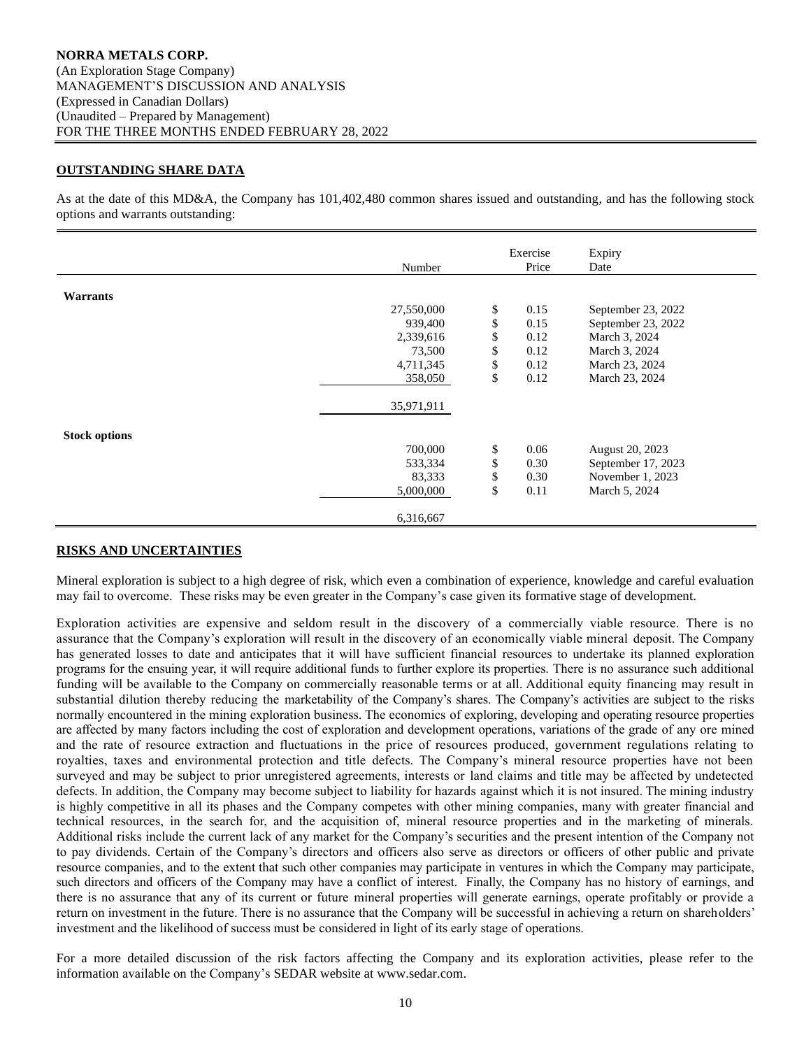## OUTSTANDING SHARE DATA

As at the date of this MD&A, the Company has 101,402,480 common shares issued and outstanding, and has the following stock options and warrants outstanding:

| | Number | Exercise Price | Expiry Date |
|---|---|---|---|
| **Warrants** | | | |
| | 27,550,000 | $ 0.15 | September 23, 2022 |
| | 939,400 | $ 0.15 | September 23, 2022 |
| | 2,339,616 | $ 0.12 | March 3, 2024 |
| | 73,500 | $ 0.12 | March 3, 2024 |
| | 4,711,345 | $ 0.12 | March 23, 2024 |
| | 358,050 | $ 0.12 | March 23, 2024 |
| | 35,971,911 | | |
| **Stock options** | | | |
| | 700,000 | $ 0.06 | August 20, 2023 |
| | 533,334 | $ 0.30 | September 17, 2023 |
| | 83,333 | $ 0.30 | November 1, 2023 |
| | 5,000,000 | $ 0.11 | March 5, 2024 |
| | 6,316,667 | | |

## RISKS AND UNCERTAINTIES

Mineral exploration is subject to a high degree of risk, which even a combination of experience, knowledge and careful evaluation may fail to overcome. These risks may be even greater in the Company's case given its formative stage of development.

Exploration activities are expensive and seldom result in the discovery of a commercially viable resource. There is no assurance that the Company's exploration will result in the discovery of an economically viable mineral deposit. The Company has generated losses to date and anticipates that it will have sufficient financial resources to undertake its planned exploration programs for the ensuing year, it will require additional funds to further explore its properties. There is no assurance such additional funding will be available to the Company on commercially reasonable terms or at all. Additional equity financing may result in substantial dilution thereby reducing the marketability of the Company's shares. The Company's activities are subject to the risks normally encountered in the mining exploration business. The economics of exploring, developing and operating resource properties are affected by many factors including the cost of exploration and development operations, variations of the grade of any ore mined and the rate of resource extraction and fluctuations in the price of resources produced, government regulations relating to royalties, taxes and environmental protection and title defects. The Company's mineral resource properties have not been surveyed and may be subject to prior unregistered agreements, interests or land claims and title may be affected by undetected defects. In addition, the Company may become subject to liability for hazards against which it is not insured. The mining industry is highly competitive in all its phases and the Company competes with other mining companies, many with greater financial and technical resources, in the search for, and the acquisition of, mineral resource properties and in the marketing of minerals. Additional risks include the current lack of any market for the Company's securities and the present intention of the Company not to pay dividends. Certain of the Company's directors and officers also serve as directors or officers of other public and private resource companies, and to the extent that such other companies may participate in ventures in which the Company may participate, such directors and officers of the Company may have a conflict of interest. Finally, the Company has no history of earnings, and there is no assurance that any of its current or future mineral properties will generate earnings, operate profitably or provide a return on investment in the future. There is no assurance that the Company will be successful in achieving a return on shareholders' investment and the likelihood of success must be considered in light of its early stage of operations.

For a more detailed discussion of the risk factors affecting the Company and its exploration activities, please refer to the information available on the Company's SEDAR website at www.sedar.com.